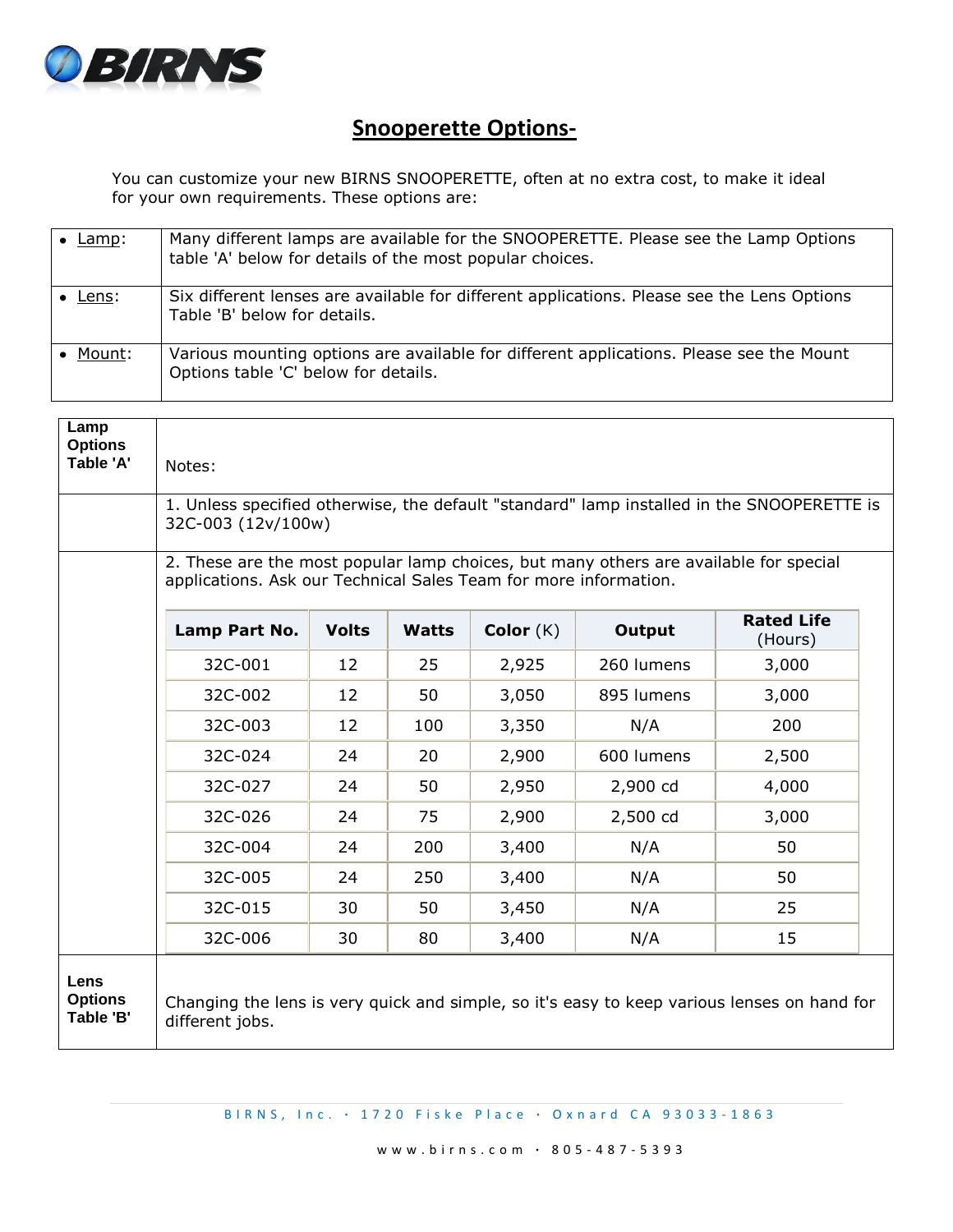# Snooperette Options-

You can customize your new BIRNS SNOOPERETTE, often at no extra cost, to make it ideal for your own requirements. These options are:

| | |
|---|---|
| • Lamp: | Many different lamps are available for the SNOOPERETTE. Please see the Lamp Options table 'A' below for details of the most popular choices. |
| • Lens: | Six different lenses are available for different applications. Please see the Lens Options Table 'B' below for details. |
| • Mount: | Various mounting options are available for different applications. Please see the Mount Options table 'C' below for details. |

**Lamp Options Table 'A'**

Notes:

1. Unless specified otherwise, the default "standard" lamp installed in the SNOOPERETTE is 32C-003 (12v/100w)

2. These are the most popular lamp choices, but many others are available for special applications. Ask our Technical Sales Team for more information.

| Lamp Part No. | Volts | Watts | Color (K) | Output | Rated Life (Hours) |
|---|---|---|---|---|---|
| 32C-001 | 12 | 25 | 2,925 | 260 lumens | 3,000 |
| 32C-002 | 12 | 50 | 3,050 | 895 lumens | 3,000 |
| 32C-003 | 12 | 100 | 3,350 | N/A | 200 |
| 32C-024 | 24 | 20 | 2,900 | 600 lumens | 2,500 |
| 32C-027 | 24 | 50 | 2,950 | 2,900 cd | 4,000 |
| 32C-026 | 24 | 75 | 2,900 | 2,500 cd | 3,000 |
| 32C-004 | 24 | 200 | 3,400 | N/A | 50 |
| 32C-005 | 24 | 250 | 3,400 | N/A | 50 |
| 32C-015 | 30 | 50 | 3,450 | N/A | 25 |
| 32C-006 | 30 | 80 | 3,400 | N/A | 15 |

**Lens Options Table 'B'**

Changing the lens is very quick and simple, so it's easy to keep various lenses on hand for different jobs.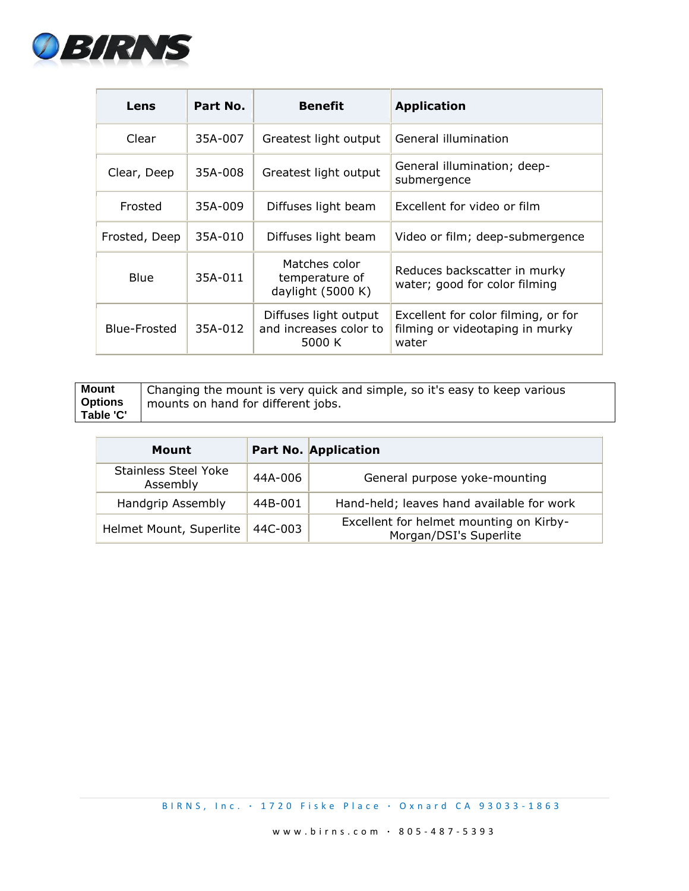| Lens | Part No. | Benefit | Application |
|---|---|---|---|
| Clear | 35A-007 | Greatest light output | General illumination |
| Clear, Deep | 35A-008 | Greatest light output | General illumination; deep-submergence |
| Frosted | 35A-009 | Diffuses light beam | Excellent for video or film |
| Frosted, Deep | 35A-010 | Diffuses light beam | Video or film; deep-submergence |
| Blue | 35A-011 | Matches color temperature of daylight (5000 K) | Reduces backscatter in murky water; good for color filming |
| Blue-Frosted | 35A-012 | Diffuses light output and increases color to 5000 K | Excellent for color filming, or for filming or videotaping in murky water |

| | |
|---|---|
| **Mount Options Table 'C'** | Changing the mount is very quick and simple, so it's easy to keep various mounts on hand for different jobs. |

| Mount | Part No. | Application |
|---|---|---|
| Stainless Steel Yoke Assembly | 44A-006 | General purpose yoke-mounting |
| Handgrip Assembly | 44B-001 | Hand-held; leaves hand available for work |
| Helmet Mount, Superlite | 44C-003 | Excellent for helmet mounting on Kirby-Morgan/DSI's Superlite |